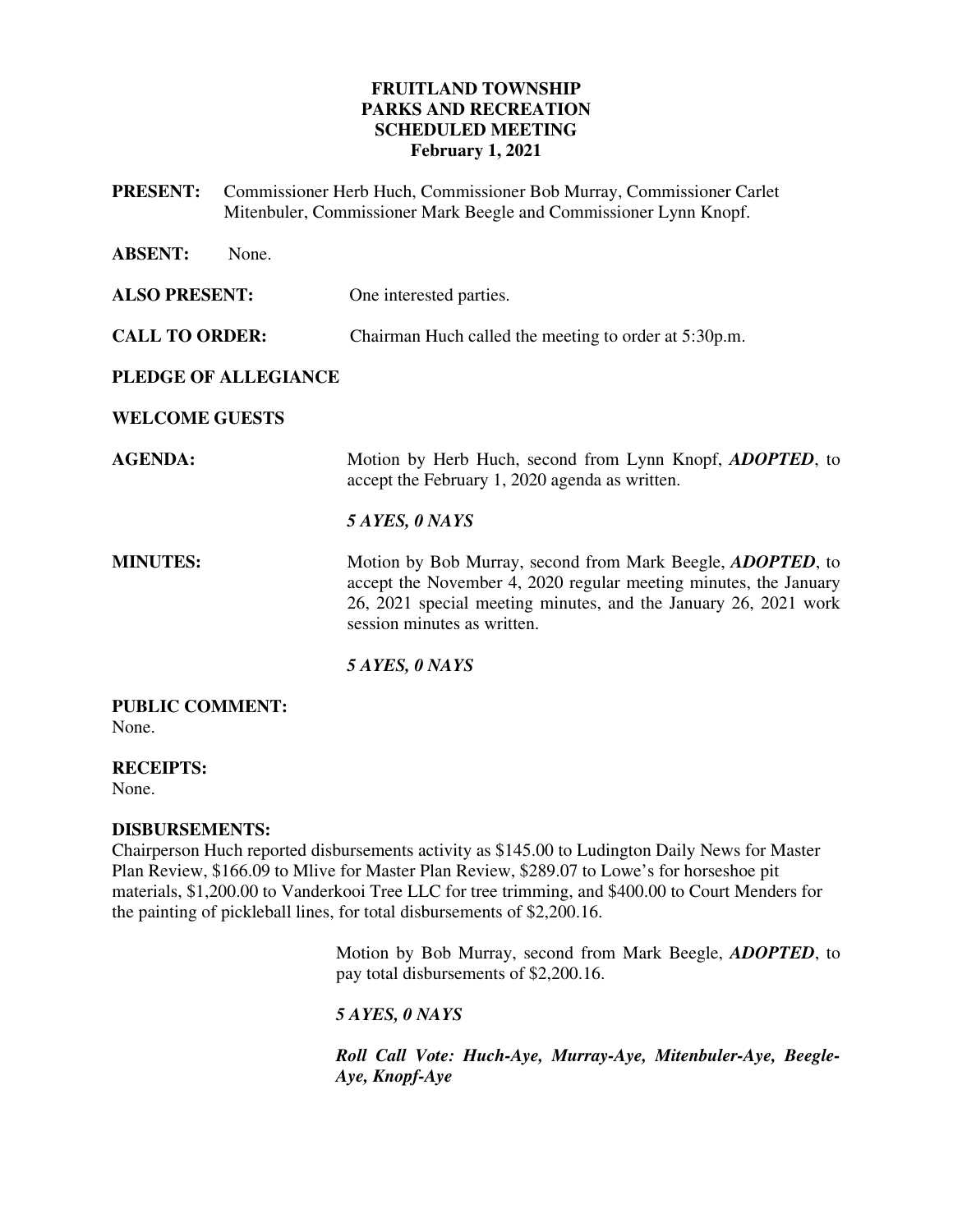**FRUITLAND TOWNSHIP**
**PARKS AND RECREATION**
**SCHEDULED MEETING**
**February 1, 2021**

**PRESENT:** Commissioner Herb Huch, Commissioner Bob Murray, Commissioner Carlet Mitenbuler, Commissioner Mark Beegle and Commissioner Lynn Knopf.

**ABSENT:** None.

**ALSO PRESENT:** One interested parties.

**CALL TO ORDER:** Chairman Huch called the meeting to order at 5:30p.m.

**PLEDGE OF ALLEGIANCE**

**WELCOME GUESTS**

**AGENDA:** Motion by Herb Huch, second from Lynn Knopf, ***ADOPTED***, to accept the February 1, 2020 agenda as written.

***5 AYES, 0 NAYS***

**MINUTES:** Motion by Bob Murray, second from Mark Beegle, ***ADOPTED***, to accept the November 4, 2020 regular meeting minutes, the January 26, 2021 special meeting minutes, and the January 26, 2021 work session minutes as written.

***5 AYES, 0 NAYS***

**PUBLIC COMMENT:**
None.

**RECEIPTS:**
None.

**DISBURSEMENTS:**
Chairperson Huch reported disbursements activity as $145.00 to Ludington Daily News for Master Plan Review, $166.09 to Mlive for Master Plan Review, $289.07 to Lowe's for horseshoe pit materials, $1,200.00 to Vanderkooi Tree LLC for tree trimming, and $400.00 to Court Menders for the painting of pickleball lines, for total disbursements of $2,200.16.

Motion by Bob Murray, second from Mark Beegle, ***ADOPTED***, to pay total disbursements of $2,200.16.

***5 AYES, 0 NAYS***

***Roll Call Vote: Huch-Aye, Murray-Aye, Mitenbuler-Aye, Beegle-Aye, Knopf-Aye***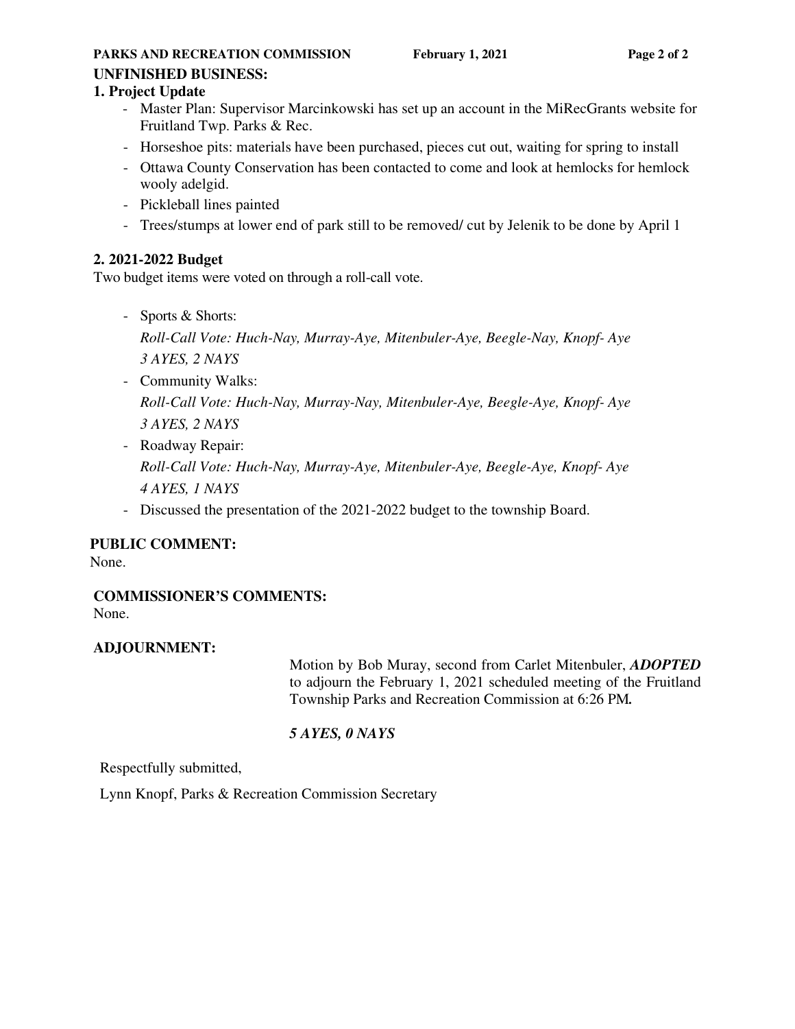## UNFINISHED BUSINESS:

### 1. Project Update

- Master Plan: Supervisor Marcinkowski has set up an account in the MiRecGrants website for Fruitland Twp. Parks & Rec.
- Horseshoe pits: materials have been purchased, pieces cut out, waiting for spring to install
- Ottawa County Conservation has been contacted to come and look at hemlocks for hemlock wooly adelgid.
- Pickleball lines painted
- Trees/stumps at lower end of park still to be removed/ cut by Jelenik to be done by April 1

### 2. 2021-2022 Budget

Two budget items were voted on through a roll-call vote.

- Sports & Shorts:
  *Roll-Call Vote: Huch-Nay, Murray-Aye, Mitenbuler-Aye, Beegle-Nay, Knopf- Aye*
  *3 AYES, 2 NAYS*
- Community Walks:
  *Roll-Call Vote: Huch-Nay, Murray-Nay, Mitenbuler-Aye, Beegle-Aye, Knopf- Aye*
  *3 AYES, 2 NAYS*
- Roadway Repair:
  *Roll-Call Vote: Huch-Nay, Murray-Aye, Mitenbuler-Aye, Beegle-Aye, Knopf- Aye*
  *4 AYES, 1 NAYS*
- Discussed the presentation of the 2021-2022 budget to the township Board.

## PUBLIC COMMENT:

None.

## COMMISSIONER'S COMMENTS:

None.

## ADJOURNMENT:

Motion by Bob Muray, second from Carlet Mitenbuler, ***ADOPTED*** to adjourn the February 1, 2021 scheduled meeting of the Fruitland Township Parks and Recreation Commission at 6:26 PM***.***

***5 AYES, 0 NAYS***

Respectfully submitted,

Lynn Knopf, Parks & Recreation Commission Secretary